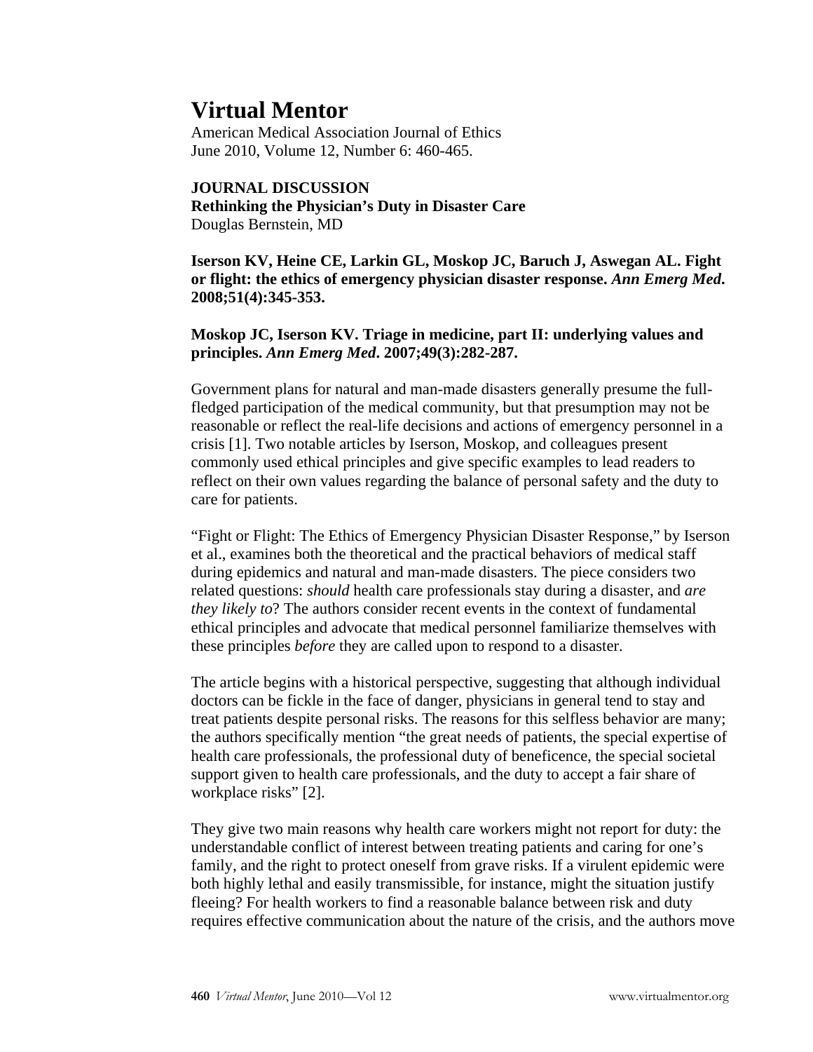# Virtual Mentor

American Medical Association Journal of Ethics
June 2010, Volume 12, Number 6: 460-465.

**JOURNAL DISCUSSION**
**Rethinking the Physician's Duty in Disaster Care**
Douglas Bernstein, MD

**Iserson KV, Heine CE, Larkin GL, Moskop JC, Baruch J, Aswegan AL. Fight or flight: the ethics of emergency physician disaster response. *Ann Emerg Med*. 2008;51(4):345-353.**

**Moskop JC, Iserson KV. Triage in medicine, part II: underlying values and principles. *Ann Emerg Med*. 2007;49(3):282-287.**

Government plans for natural and man-made disasters generally presume the full-fledged participation of the medical community, but that presumption may not be reasonable or reflect the real-life decisions and actions of emergency personnel in a crisis [1]. Two notable articles by Iserson, Moskop, and colleagues present commonly used ethical principles and give specific examples to lead readers to reflect on their own values regarding the balance of personal safety and the duty to care for patients.

"Fight or Flight: The Ethics of Emergency Physician Disaster Response," by Iserson et al., examines both the theoretical and the practical behaviors of medical staff during epidemics and natural and man-made disasters. The piece considers two related questions: *should* health care professionals stay during a disaster, and *are they likely to*? The authors consider recent events in the context of fundamental ethical principles and advocate that medical personnel familiarize themselves with these principles *before* they are called upon to respond to a disaster.

The article begins with a historical perspective, suggesting that although individual doctors can be fickle in the face of danger, physicians in general tend to stay and treat patients despite personal risks. The reasons for this selfless behavior are many; the authors specifically mention "the great needs of patients, the special expertise of health care professionals, the professional duty of beneficence, the special societal support given to health care professionals, and the duty to accept a fair share of workplace risks" [2].

They give two main reasons why health care workers might not report for duty: the understandable conflict of interest between treating patients and caring for one's family, and the right to protect oneself from grave risks. If a virulent epidemic were both highly lethal and easily transmissible, for instance, might the situation justify fleeing? For health workers to find a reasonable balance between risk and duty requires effective communication about the nature of the crisis, and the authors move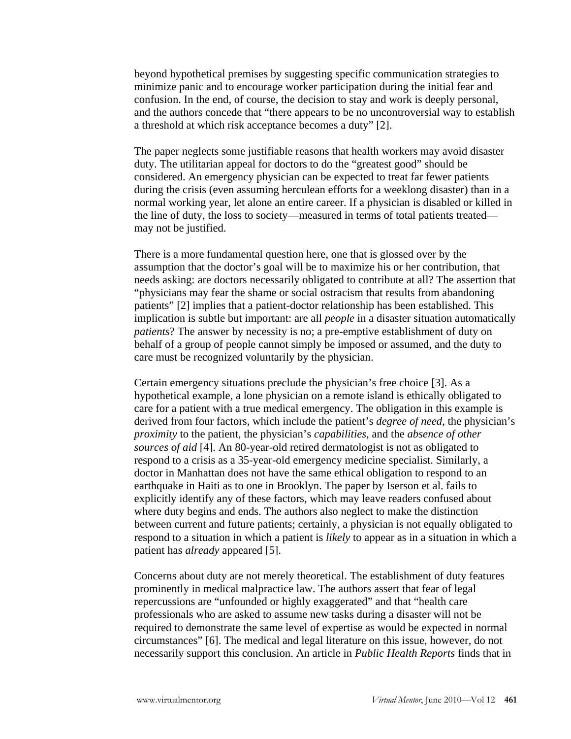beyond hypothetical premises by suggesting specific communication strategies to minimize panic and to encourage worker participation during the initial fear and confusion. In the end, of course, the decision to stay and work is deeply personal, and the authors concede that "there appears to be no uncontroversial way to establish a threshold at which risk acceptance becomes a duty" [2].

The paper neglects some justifiable reasons that health workers may avoid disaster duty. The utilitarian appeal for doctors to do the "greatest good" should be considered. An emergency physician can be expected to treat far fewer patients during the crisis (even assuming herculean efforts for a weeklong disaster) than in a normal working year, let alone an entire career. If a physician is disabled or killed in the line of duty, the loss to society—measured in terms of total patients treated—may not be justified.

There is a more fundamental question here, one that is glossed over by the assumption that the doctor's goal will be to maximize his or her contribution, that needs asking: are doctors necessarily obligated to contribute at all? The assertion that "physicians may fear the shame or social ostracism that results from abandoning patients" [2] implies that a patient-doctor relationship has been established. This implication is subtle but important: are all *people* in a disaster situation automatically *patients*? The answer by necessity is no; a pre-emptive establishment of duty on behalf of a group of people cannot simply be imposed or assumed, and the duty to care must be recognized voluntarily by the physician.

Certain emergency situations preclude the physician's free choice [3]. As a hypothetical example, a lone physician on a remote island is ethically obligated to care for a patient with a true medical emergency. The obligation in this example is derived from four factors, which include the patient's *degree of need*, the physician's *proximity* to the patient, the physician's *capabilities*, and the *absence of other sources of aid* [4]. An 80-year-old retired dermatologist is not as obligated to respond to a crisis as a 35-year-old emergency medicine specialist. Similarly, a doctor in Manhattan does not have the same ethical obligation to respond to an earthquake in Haiti as to one in Brooklyn. The paper by Iserson et al. fails to explicitly identify any of these factors, which may leave readers confused about where duty begins and ends. The authors also neglect to make the distinction between current and future patients; certainly, a physician is not equally obligated to respond to a situation in which a patient is *likely* to appear as in a situation in which a patient has *already* appeared [5].

Concerns about duty are not merely theoretical. The establishment of duty features prominently in medical malpractice law. The authors assert that fear of legal repercussions are "unfounded or highly exaggerated" and that "health care professionals who are asked to assume new tasks during a disaster will not be required to demonstrate the same level of expertise as would be expected in normal circumstances" [6]. The medical and legal literature on this issue, however, do not necessarily support this conclusion. An article in *Public Health Reports* finds that in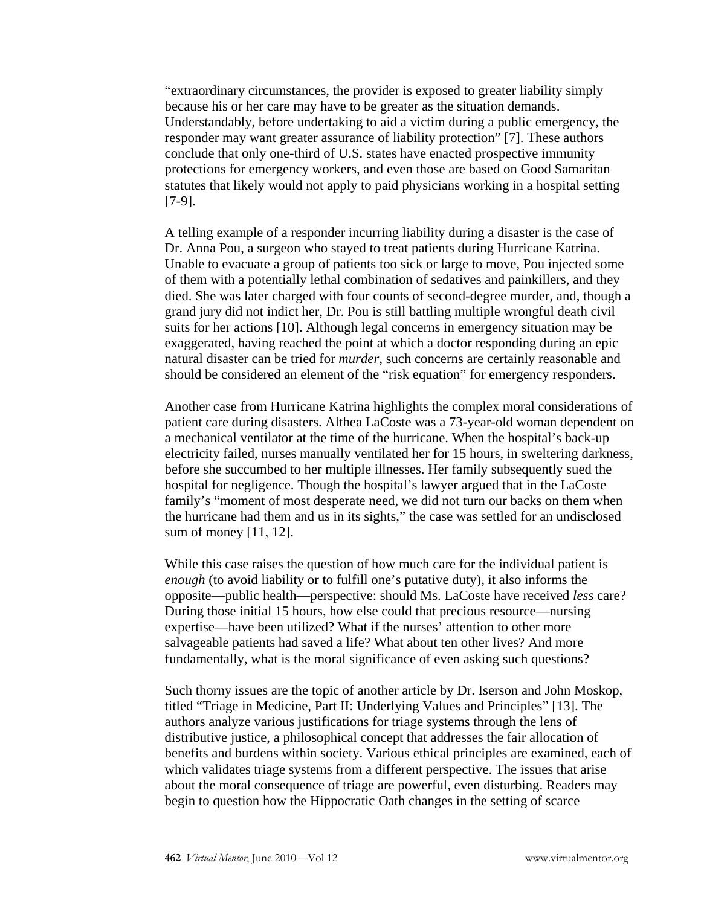"extraordinary circumstances, the provider is exposed to greater liability simply because his or her care may have to be greater as the situation demands. Understandably, before undertaking to aid a victim during a public emergency, the responder may want greater assurance of liability protection" [7]. These authors conclude that only one-third of U.S. states have enacted prospective immunity protections for emergency workers, and even those are based on Good Samaritan statutes that likely would not apply to paid physicians working in a hospital setting [7-9].

A telling example of a responder incurring liability during a disaster is the case of Dr. Anna Pou, a surgeon who stayed to treat patients during Hurricane Katrina. Unable to evacuate a group of patients too sick or large to move, Pou injected some of them with a potentially lethal combination of sedatives and painkillers, and they died. She was later charged with four counts of second-degree murder, and, though a grand jury did not indict her, Dr. Pou is still battling multiple wrongful death civil suits for her actions [10]. Although legal concerns in emergency situation may be exaggerated, having reached the point at which a doctor responding during an epic natural disaster can be tried for *murder*, such concerns are certainly reasonable and should be considered an element of the "risk equation" for emergency responders.

Another case from Hurricane Katrina highlights the complex moral considerations of patient care during disasters. Althea LaCoste was a 73-year-old woman dependent on a mechanical ventilator at the time of the hurricane. When the hospital's back-up electricity failed, nurses manually ventilated her for 15 hours, in sweltering darkness, before she succumbed to her multiple illnesses. Her family subsequently sued the hospital for negligence. Though the hospital's lawyer argued that in the LaCoste family's "moment of most desperate need, we did not turn our backs on them when the hurricane had them and us in its sights," the case was settled for an undisclosed sum of money [11, 12].

While this case raises the question of how much care for the individual patient is *enough* (to avoid liability or to fulfill one's putative duty), it also informs the opposite—public health—perspective: should Ms. LaCoste have received *less* care? During those initial 15 hours, how else could that precious resource—nursing expertise—have been utilized? What if the nurses' attention to other more salvageable patients had saved a life? What about ten other lives? And more fundamentally, what is the moral significance of even asking such questions?

Such thorny issues are the topic of another article by Dr. Iserson and John Moskop, titled "Triage in Medicine, Part II: Underlying Values and Principles" [13]. The authors analyze various justifications for triage systems through the lens of distributive justice, a philosophical concept that addresses the fair allocation of benefits and burdens within society. Various ethical principles are examined, each of which validates triage systems from a different perspective. The issues that arise about the moral consequence of triage are powerful, even disturbing. Readers may begin to question how the Hippocratic Oath changes in the setting of scarce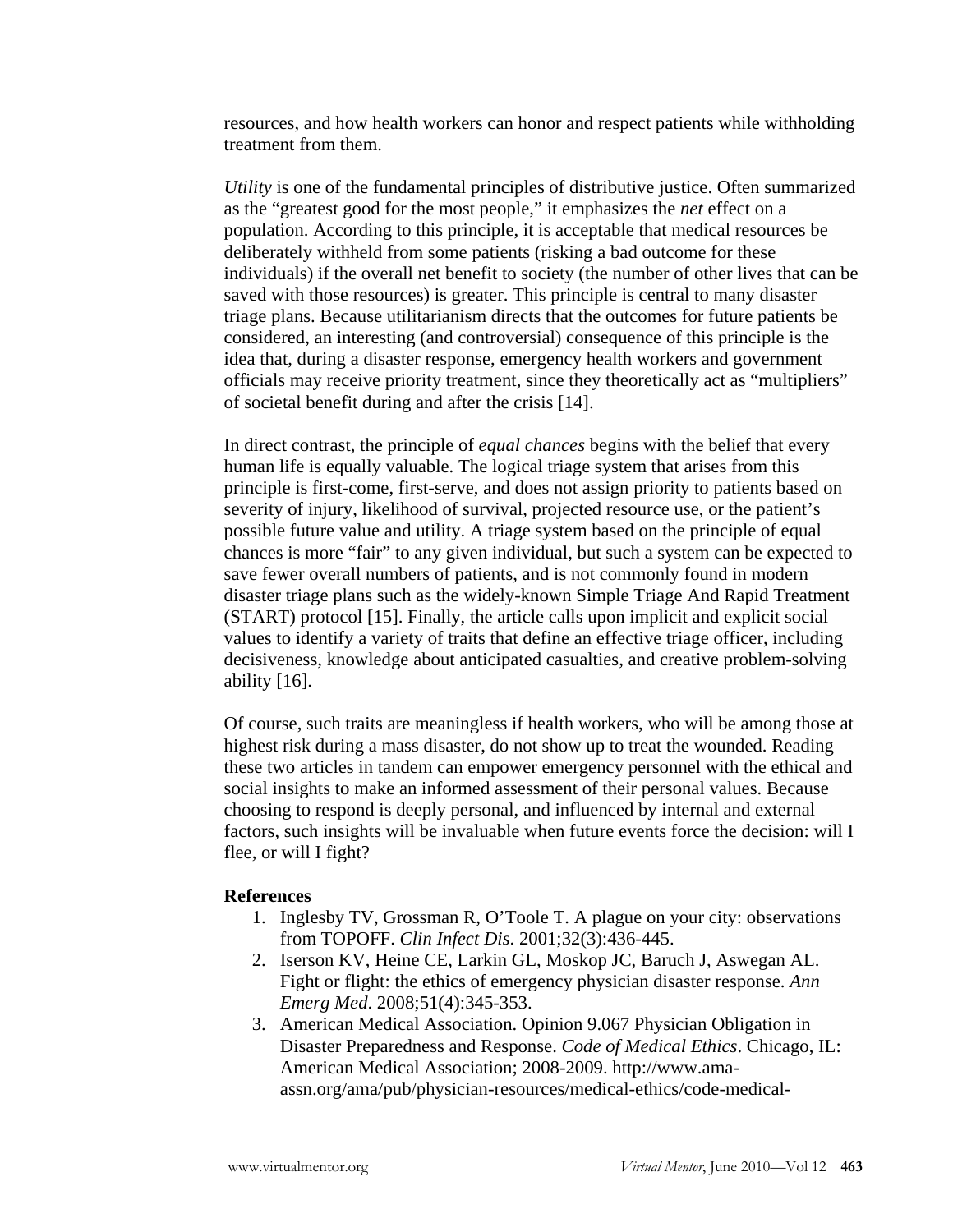resources, and how health workers can honor and respect patients while withholding treatment from them.

*Utility* is one of the fundamental principles of distributive justice. Often summarized as the "greatest good for the most people," it emphasizes the *net* effect on a population. According to this principle, it is acceptable that medical resources be deliberately withheld from some patients (risking a bad outcome for these individuals) if the overall net benefit to society (the number of other lives that can be saved with those resources) is greater. This principle is central to many disaster triage plans. Because utilitarianism directs that the outcomes for future patients be considered, an interesting (and controversial) consequence of this principle is the idea that, during a disaster response, emergency health workers and government officials may receive priority treatment, since they theoretically act as "multipliers" of societal benefit during and after the crisis [14].

In direct contrast, the principle of *equal chances* begins with the belief that every human life is equally valuable. The logical triage system that arises from this principle is first-come, first-serve, and does not assign priority to patients based on severity of injury, likelihood of survival, projected resource use, or the patient's possible future value and utility. A triage system based on the principle of equal chances is more "fair" to any given individual, but such a system can be expected to save fewer overall numbers of patients, and is not commonly found in modern disaster triage plans such as the widely-known Simple Triage And Rapid Treatment (START) protocol [15]. Finally, the article calls upon implicit and explicit social values to identify a variety of traits that define an effective triage officer, including decisiveness, knowledge about anticipated casualties, and creative problem-solving ability [16].

Of course, such traits are meaningless if health workers, who will be among those at highest risk during a mass disaster, do not show up to treat the wounded. Reading these two articles in tandem can empower emergency personnel with the ethical and social insights to make an informed assessment of their personal values. Because choosing to respond is deeply personal, and influenced by internal and external factors, such insights will be invaluable when future events force the decision: will I flee, or will I fight?

**References**

1. Inglesby TV, Grossman R, O'Toole T. A plague on your city: observations from TOPOFF. *Clin Infect Dis*. 2001;32(3):436-445.
2. Iserson KV, Heine CE, Larkin GL, Moskop JC, Baruch J, Aswegan AL. Fight or flight: the ethics of emergency physician disaster response. *Ann Emerg Med*. 2008;51(4):345-353.
3. American Medical Association. Opinion 9.067 Physician Obligation in Disaster Preparedness and Response. *Code of Medical Ethics*. Chicago, IL: American Medical Association; 2008-2009. http://www.ama-assn.org/ama/pub/physician-resources/medical-ethics/code-medical-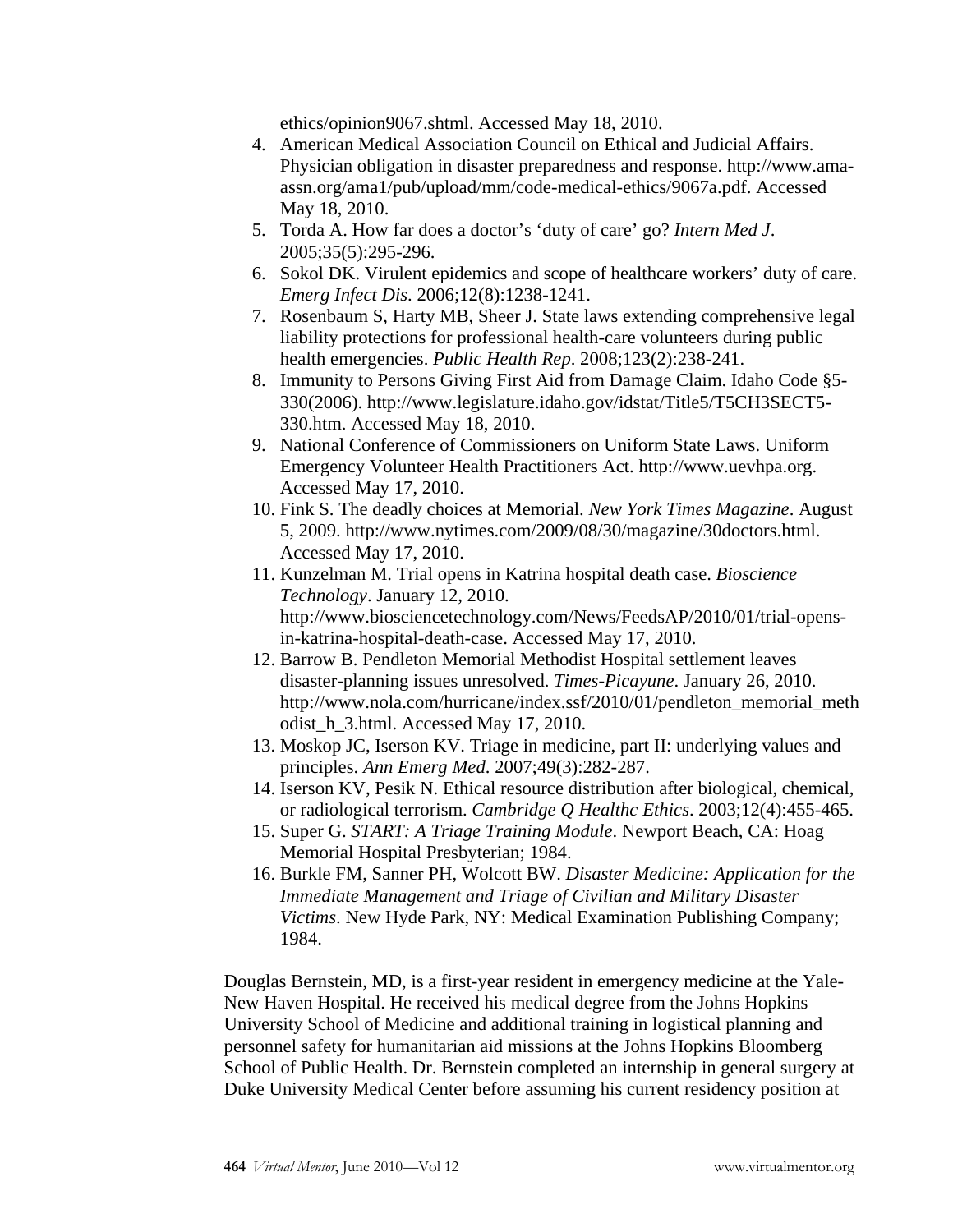ethics/opinion9067.shtml. Accessed May 18, 2010.

4. American Medical Association Council on Ethical and Judicial Affairs. Physician obligation in disaster preparedness and response. http://www.ama-assn.org/ama1/pub/upload/mm/code-medical-ethics/9067a.pdf. Accessed May 18, 2010.
5. Torda A. How far does a doctor's 'duty of care' go? *Intern Med J*. 2005;35(5):295-296.
6. Sokol DK. Virulent epidemics and scope of healthcare workers' duty of care. *Emerg Infect Dis*. 2006;12(8):1238-1241.
7. Rosenbaum S, Harty MB, Sheer J. State laws extending comprehensive legal liability protections for professional health-care volunteers during public health emergencies. *Public Health Rep*. 2008;123(2):238-241.
8. Immunity to Persons Giving First Aid from Damage Claim. Idaho Code §5-330(2006). http://www.legislature.idaho.gov/idstat/Title5/T5CH3SECT5-330.htm. Accessed May 18, 2010.
9. National Conference of Commissioners on Uniform State Laws. Uniform Emergency Volunteer Health Practitioners Act. http://www.uevhpa.org. Accessed May 17, 2010.
10. Fink S. The deadly choices at Memorial. *New York Times Magazine*. August 5, 2009. http://www.nytimes.com/2009/08/30/magazine/30doctors.html. Accessed May 17, 2010.
11. Kunzelman M. Trial opens in Katrina hospital death case. *Bioscience Technology*. January 12, 2010. http://www.biosciencetechnology.com/News/FeedsAP/2010/01/trial-opens-in-katrina-hospital-death-case. Accessed May 17, 2010.
12. Barrow B. Pendleton Memorial Methodist Hospital settlement leaves disaster-planning issues unresolved. *Times-Picayune*. January 26, 2010. http://www.nola.com/hurricane/index.ssf/2010/01/pendleton_memorial_methodist_h_3.html. Accessed May 17, 2010.
13. Moskop JC, Iserson KV. Triage in medicine, part II: underlying values and principles. *Ann Emerg Med*. 2007;49(3):282-287.
14. Iserson KV, Pesik N. Ethical resource distribution after biological, chemical, or radiological terrorism. *Cambridge Q Healthc Ethics*. 2003;12(4):455-465.
15. Super G. *START: A Triage Training Module*. Newport Beach, CA: Hoag Memorial Hospital Presbyterian; 1984.
16. Burkle FM, Sanner PH, Wolcott BW. *Disaster Medicine: Application for the Immediate Management and Triage of Civilian and Military Disaster Victims*. New Hyde Park, NY: Medical Examination Publishing Company; 1984.

Douglas Bernstein, MD, is a first-year resident in emergency medicine at the Yale-New Haven Hospital. He received his medical degree from the Johns Hopkins University School of Medicine and additional training in logistical planning and personnel safety for humanitarian aid missions at the Johns Hopkins Bloomberg School of Public Health. Dr. Bernstein completed an internship in general surgery at Duke University Medical Center before assuming his current residency position at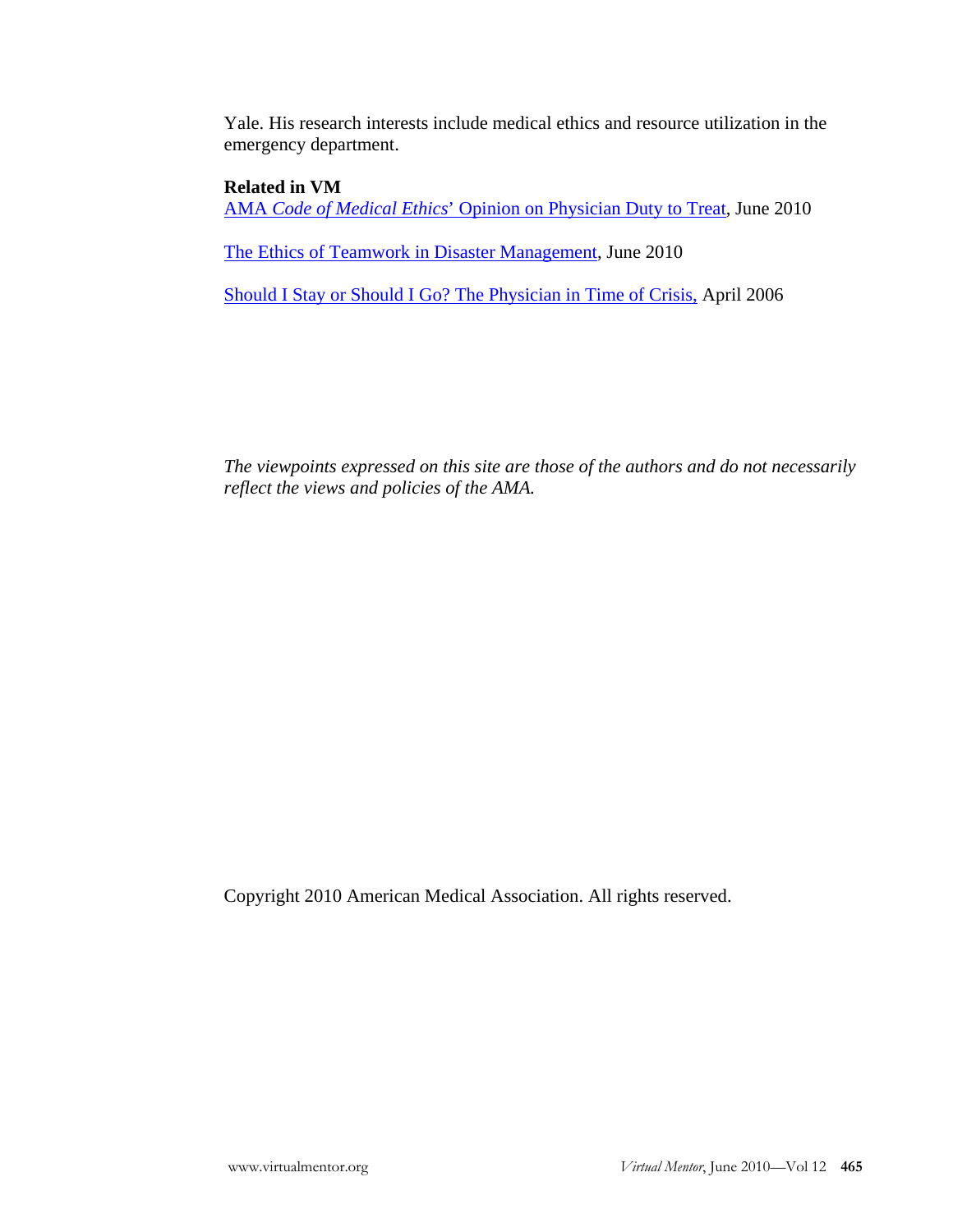Yale. His research interests include medical ethics and resource utilization in the emergency department.

**Related in VM**

AMA *Code of Medical Ethics*' Opinion on Physician Duty to Treat, June 2010

The Ethics of Teamwork in Disaster Management, June 2010

Should I Stay or Should I Go? The Physician in Time of Crisis, April 2006

*The viewpoints expressed on this site are those of the authors and do not necessarily reflect the views and policies of the AMA.*

Copyright 2010 American Medical Association. All rights reserved.